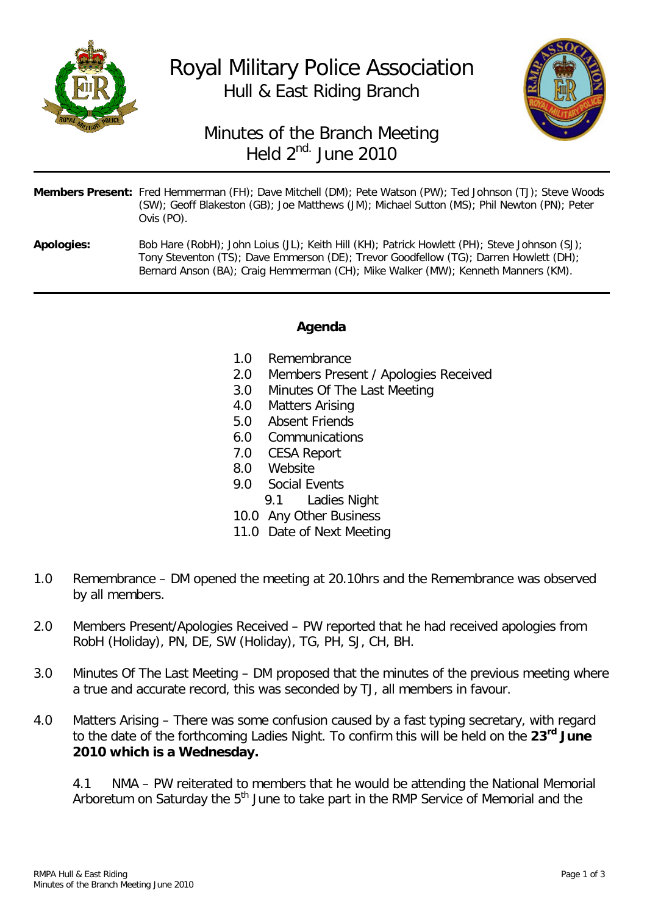# Royal Military Police Association

## Hull & East Riding Branch

## Minutes of the Branch Meeting Held 2nd. June 2010

**Members Present:** Fred Hemmerman (FH); Dave Mitchell (DM); Pete Watson (PW); Ted Johnson (TJ); Steve Woods (SW); Geoff Blakeston (GB); Joe Matthews (JM); Michael Sutton (MS); Phil Newton (PN); Peter Ovis (PO).

**Apologies:** Bob Hare (RobH); John Loius (JL); Keith Hill (KH); Patrick Howlett (PH); Steve Johnson (SJ); Tony Steventon (TS); Dave Emmerson (DE); Trevor Goodfellow (TG); Darren Howlett (DH); Bernard Anson (BA); Craig Hemmerman (CH); Mike Walker (MW); Kenneth Manners (KM).

### Agenda

1.0 Remembrance
2.0 Members Present / Apologies Received
3.0 Minutes Of The Last Meeting
4.0 Matters Arising
5.0 Absent Friends
6.0 Communications
7.0 CESA Report
8.0 Website
9.0 Social Events
  9.1 Ladies Night
10.0 Any Other Business
11.0 Date of Next Meeting

1.0 Remembrance – DM opened the meeting at 20.10hrs and the Remembrance was observed by all members.

2.0 Members Present/Apologies Received – PW reported that he had received apologies from RobH (Holiday), PN, DE, SW (Holiday), TG, PH, SJ, CH, BH.

3.0 Minutes Of The Last Meeting – DM proposed that the minutes of the previous meeting where a true and accurate record, this was seconded by TJ, all members in favour.

4.0 Matters Arising – There was some confusion caused by a fast typing secretary, with regard to the date of the forthcoming Ladies Night. To confirm this will be held on the **23rd June 2010 which is a Wednesday.**

4.1 NMA – PW reiterated to members that he would be attending the National Memorial Arboretum on Saturday the 5th June to take part in the RMP Service of Memorial and the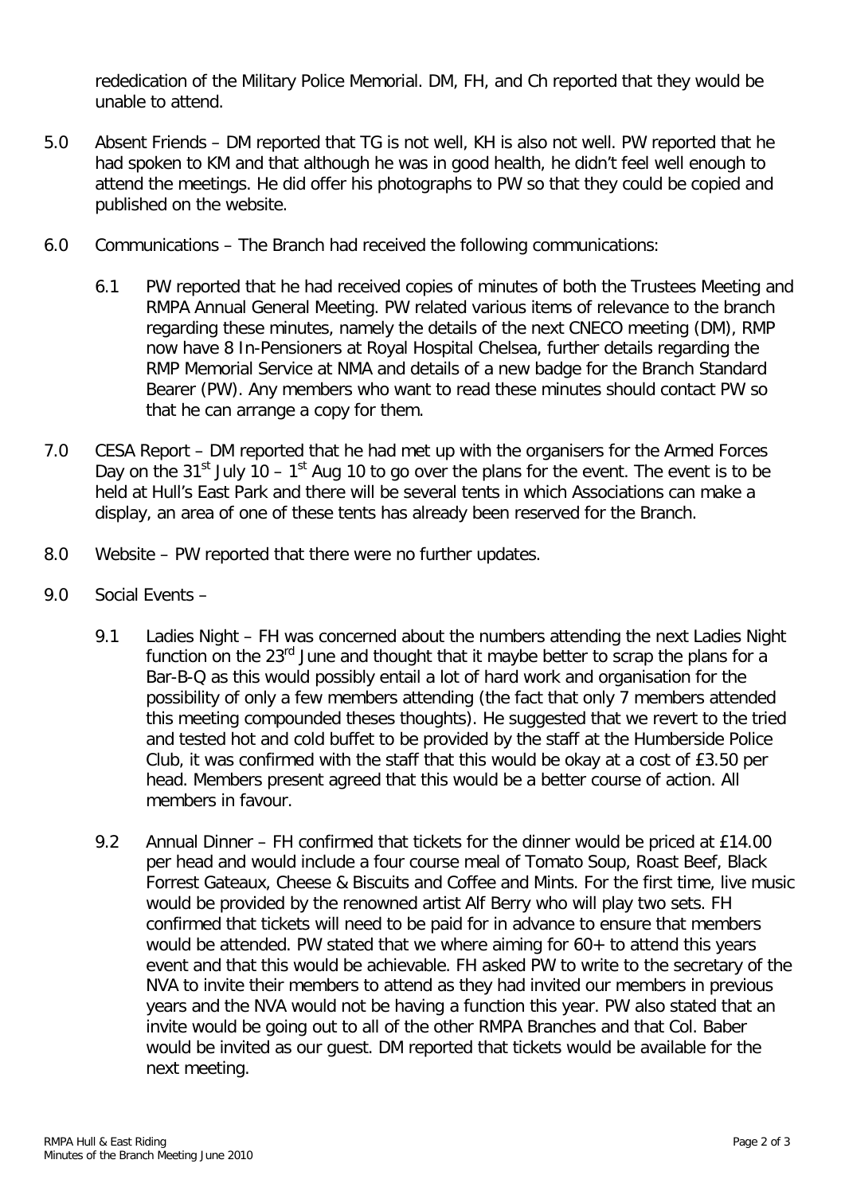rededication of the Military Police Memorial. DM, FH, and Ch reported that they would be unable to attend.

5.0 Absent Friends – DM reported that TG is not well, KH is also not well. PW reported that he had spoken to KM and that although he was in good health, he didn't feel well enough to attend the meetings. He did offer his photographs to PW so that they could be copied and published on the website.

6.0 Communications – The Branch had received the following communications:

 6.1 PW reported that he had received copies of minutes of both the Trustees Meeting and RMPA Annual General Meeting. PW related various items of relevance to the branch regarding these minutes, namely the details of the next CNECO meeting (DM), RMP now have 8 In-Pensioners at Royal Hospital Chelsea, further details regarding the RMP Memorial Service at NMA and details of a new badge for the Branch Standard Bearer (PW). Any members who want to read these minutes should contact PW so that he can arrange a copy for them.

7.0 CESA Report – DM reported that he had met up with the organisers for the Armed Forces Day on the 31st July 10 – 1st Aug 10 to go over the plans for the event. The event is to be held at Hull's East Park and there will be several tents in which Associations can make a display, an area of one of these tents has already been reserved for the Branch.

8.0 Website – PW reported that there were no further updates.

9.0 Social Events –

 9.1 Ladies Night – FH was concerned about the numbers attending the next Ladies Night function on the 23rd June and thought that it maybe better to scrap the plans for a Bar-B-Q as this would possibly entail a lot of hard work and organisation for the possibility of only a few members attending (the fact that only 7 members attended this meeting compounded theses thoughts). He suggested that we revert to the tried and tested hot and cold buffet to be provided by the staff at the Humberside Police Club, it was confirmed with the staff that this would be okay at a cost of £3.50 per head. Members present agreed that this would be a better course of action. All members in favour.

 9.2 Annual Dinner – FH confirmed that tickets for the dinner would be priced at £14.00 per head and would include a four course meal of Tomato Soup, Roast Beef, Black Forrest Gateaux, Cheese & Biscuits and Coffee and Mints. For the first time, live music would be provided by the renowned artist Alf Berry who will play two sets. FH confirmed that tickets will need to be paid for in advance to ensure that members would be attended. PW stated that we where aiming for 60+ to attend this years event and that this would be achievable. FH asked PW to write to the secretary of the NVA to invite their members to attend as they had invited our members in previous years and the NVA would not be having a function this year. PW also stated that an invite would be going out to all of the other RMPA Branches and that Col. Baber would be invited as our guest. DM reported that tickets would be available for the next meeting.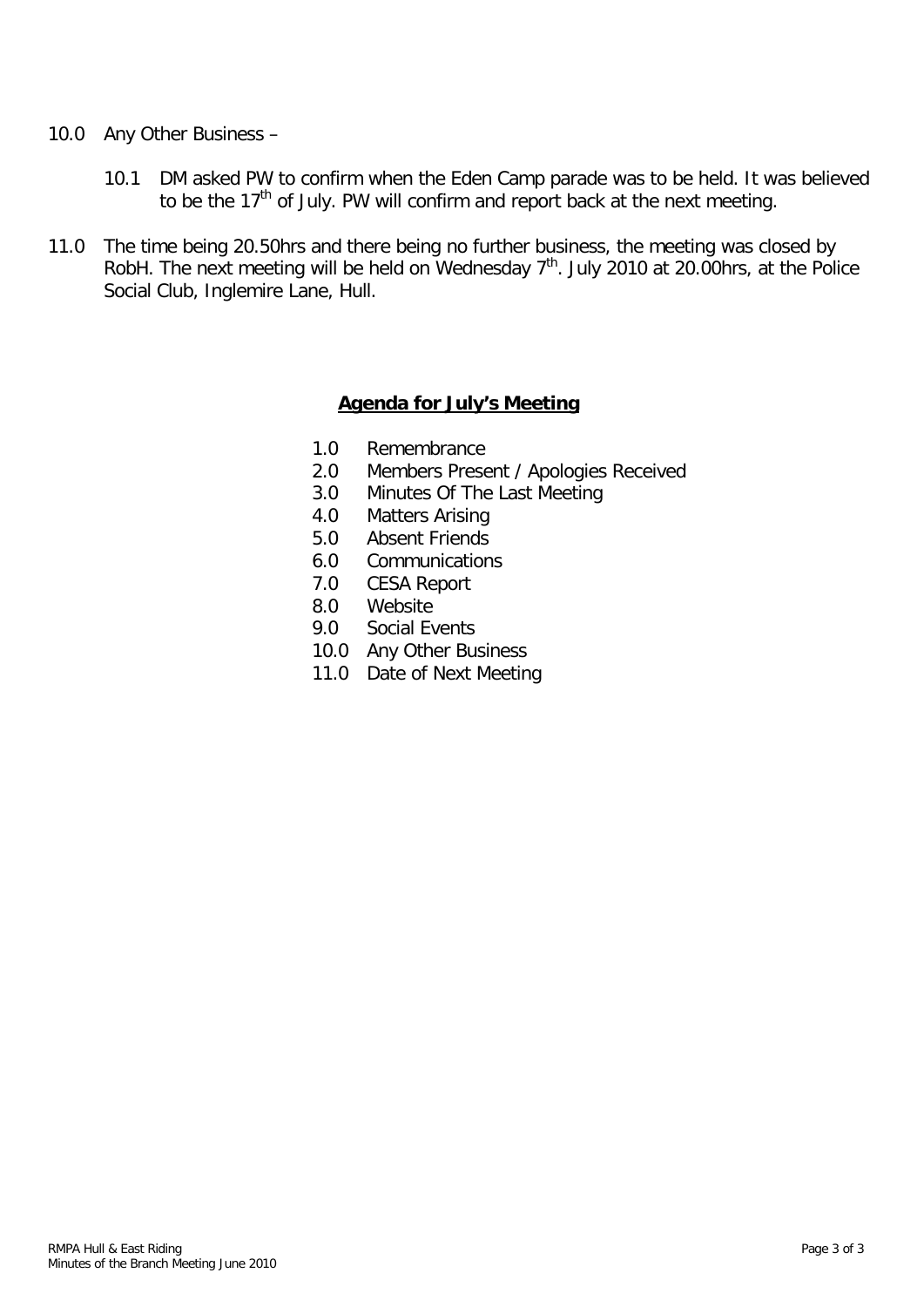10.0 Any Other Business –

10.1 DM asked PW to confirm when the Eden Camp parade was to be held. It was believed to be the 17th of July. PW will confirm and report back at the next meeting.

11.0 The time being 20.50hrs and there being no further business, the meeting was closed by RobH. The next meeting will be held on Wednesday 7th. July 2010 at 20.00hrs, at the Police Social Club, Inglemire Lane, Hull.

## **Agenda for July's Meeting**

1.0 Remembrance
2.0 Members Present / Apologies Received
3.0 Minutes Of The Last Meeting
4.0 Matters Arising
5.0 Absent Friends
6.0 Communications
7.0 CESA Report
8.0 Website
9.0 Social Events
10.0 Any Other Business
11.0 Date of Next Meeting